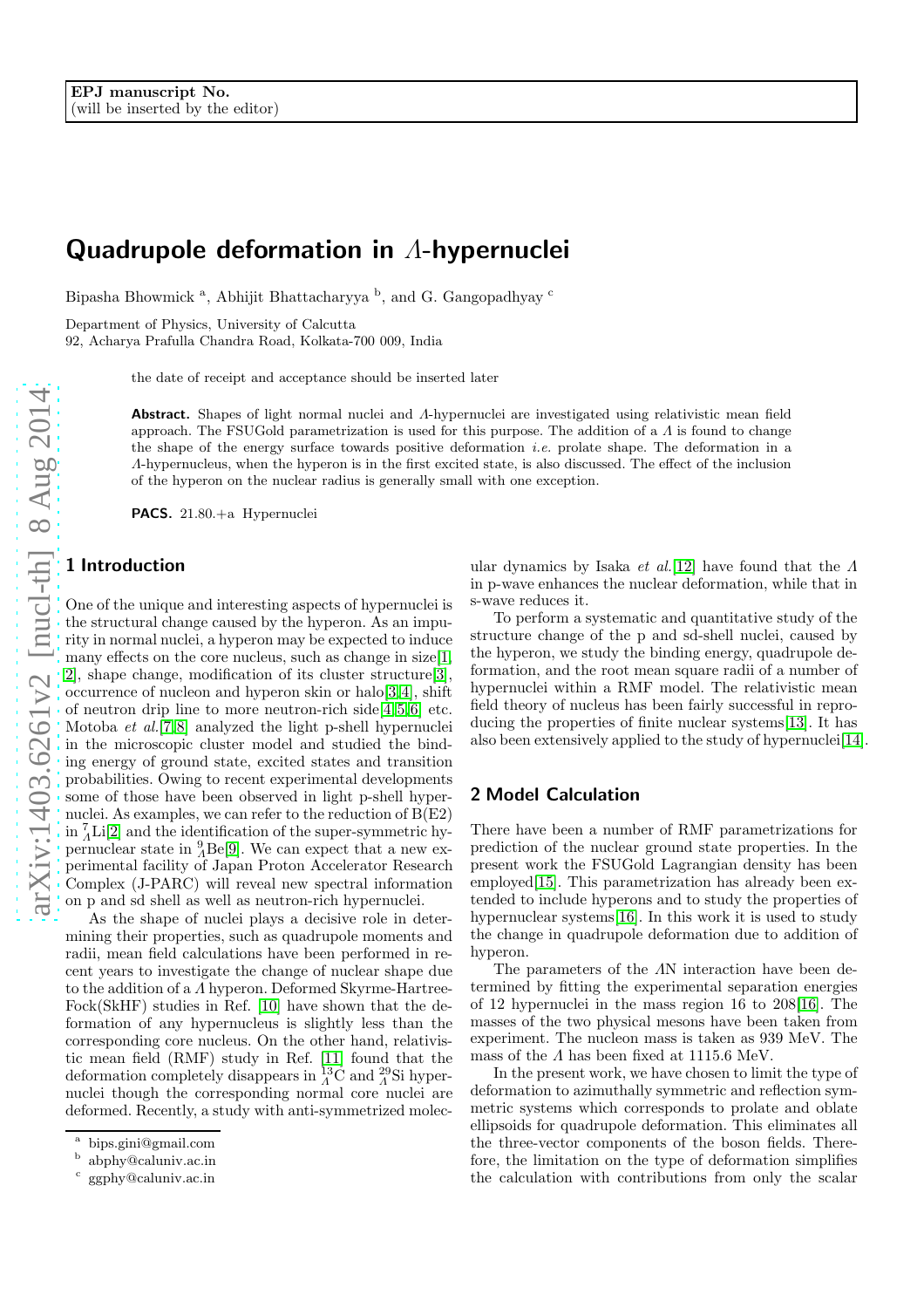EPJ manuscript No.
(will be inserted by the editor)

# Quadrupole deformation in $\Lambda$-hypernuclei

Bipasha Bhowmick [a], Abhijit Bhattacharyya [b], and G. Gangopadhyay [c]

Department of Physics, University of Calcutta
92, Acharya Prafulla Chandra Road, Kolkata-700 009, India

the date of receipt and acceptance should be inserted later

**Abstract.** Shapes of light normal nuclei and $\Lambda$-hypernuclei are investigated using relativistic mean field approach. The FSUGold parametrization is used for this purpose. The addition of a $\Lambda$ is found to change the shape of the energy surface towards positive deformation *i.e.* prolate shape. The deformation in a $\Lambda$-hypernucleus, when the hyperon is in the first excited state, is also discussed. The effect of the inclusion of the hyperon on the nuclear radius is generally small with one exception.

**PACS.** 21.80.+a Hypernuclei

## 1 Introduction

One of the unique and interesting aspects of hypernuclei is the structural change caused by the hyperon. As an impurity in normal nuclei, a hyperon may be expected to induce many effects on the core nucleus, such as change in size[1, 2], shape change, modification of its cluster structure[3], occurrence of nucleon and hyperon skin or halo[3,4], shift of neutron drip line to more neutron-rich side[4,5,6] etc. Motoba *et al.*[7,8] analyzed the light p-shell hypernuclei in the microscopic cluster model and studied the binding energy of ground state, excited states and transition probabilities. Owing to recent experimental developments some of those have been observed in light p-shell hypernuclei. As examples, we can refer to the reduction of B(E2) in $^{7}_{\Lambda}$Li[2] and the identification of the super-symmetric hypernuclear state in $^{9}_{\Lambda}$Be[9]. We can expect that a new experimental facility of Japan Proton Accelerator Research Complex (J-PARC) will reveal new spectral information on p and sd shell as well as neutron-rich hypernuclei.

As the shape of nuclei plays a decisive role in determining their properties, such as quadrupole moments and radii, mean field calculations have been performed in recent years to investigate the change of nuclear shape due to the addition of a $\Lambda$ hyperon. Deformed Skyrme-Hartree-Fock(SkHF) studies in Ref. [10] have shown that the deformation of any hypernucleus is slightly less than the corresponding core nucleus. On the other hand, relativistic mean field (RMF) study in Ref. [11] found that the deformation completely disappears in $^{13}_{\Lambda}$C and $^{29}_{\Lambda}$Si hypernuclei though the corresponding normal core nuclei are deformed. Recently, a study with anti-symmetrized molecular dynamics by Isaka *et al.*[12] have found that the $\Lambda$ in p-wave enhances the nuclear deformation, while that in s-wave reduces it.

To perform a systematic and quantitative study of the structure change of the p and sd-shell nuclei, caused by the hyperon, we study the binding energy, quadrupole deformation, and the root mean square radii of a number of hypernuclei within a RMF model. The relativistic mean field theory of nucleus has been fairly successful in reproducing the properties of finite nuclear systems[13]. It has also been extensively applied to the study of hypernuclei[14].

## 2 Model Calculation

There have been a number of RMF parametrizations for prediction of the nuclear ground state properties. In the present work the FSUGold Lagrangian density has been employed[15]. This parametrization has already been extended to include hyperons and to study the properties of hypernuclear systems[16]. In this work it is used to study the change in quadrupole deformation due to addition of hyperon.

The parameters of the $\Lambda$N interaction have been determined by fitting the experimental separation energies of 12 hypernuclei in the mass region 16 to 208[16]. The masses of the two physical mesons have been taken from experiment. The nucleon mass is taken as 939 MeV. The mass of the $\Lambda$ has been fixed at 1115.6 MeV.

In the present work, we have chosen to limit the type of deformation to azimuthally symmetric and reflection symmetric systems which corresponds to prolate and oblate ellipsoids for quadrupole deformation. This eliminates all the three-vector components of the boson fields. Therefore, the limitation on the type of deformation simplifies the calculation with contributions from only the scalar

---

[a] bips.gini@gmail.com
[b] abphy@caluniv.ac.in
[c] ggphy@caluniv.ac.in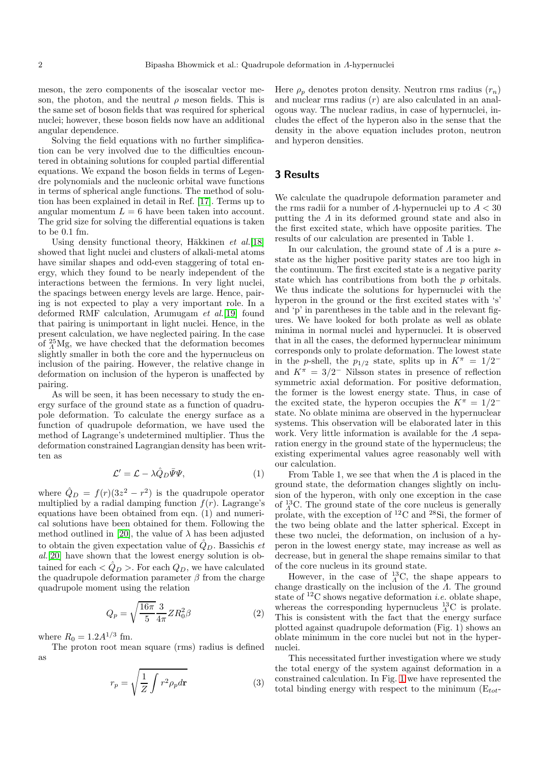meson, the zero components of the isoscalar vector meson, the photon, and the neutral $\rho$ meson fields. This is the same set of boson fields that was required for spherical nuclei; however, these boson fields now have an additional angular dependence.

Solving the field equations with no further simplification can be very involved due to the difficulties encountered in obtaining solutions for coupled partial differential equations. We expand the boson fields in terms of Legendre polynomials and the nucleonic orbital wave functions in terms of spherical angle functions. The method of solution has been explained in detail in Ref. [17]. Terms up to angular momentum $L = 6$ have been taken into account. The grid size for solving the differential equations is taken to be 0.1 fm.

Using density functional theory, Häkkinen *et al.*[18] showed that light nuclei and clusters of alkali-metal atoms have similar shapes and odd-even staggering of total energy, which they found to be nearly independent of the interactions between the fermions. In very light nuclei, the spacings between energy levels are large. Hence, pairing is not expected to play a very important role. In a deformed RMF calculation, Arumugam *et al.*[19] found that pairing is unimportant in light nuclei. Hence, in the present calculation, we have neglected pairing. In the case of $^{25}_{\Lambda}$Mg, we have checked that the deformation becomes slightly smaller in both the core and the hypernucleus on inclusion of the pairing. However, the relative change in deformation on inclusion of the hyperon is unaffected by pairing.

As will be seen, it has been necessary to study the energy surface of the ground state as a function of quadrupole deformation. To calculate the energy surface as a function of quadrupole deformation, we have used the method of Lagrange's undetermined multiplier. Thus the deformation constrained Lagrangian density has been written as

$$\mathcal{L}' = \mathcal{L} - \lambda \hat{Q}_D \bar{\Psi}\Psi, \tag{1}$$

where $\hat{Q}_D = f(r)(3z^2 - r^2)$ is the quadrupole operator multiplied by a radial damping function $f(r)$. Lagrange's equations have been obtained from eqn. (1) and numerical solutions have been obtained for them. Following the method outlined in [20], the value of $\lambda$ has been adjusted to obtain the given expectation value of $\hat{Q}_D$. Bassichis *et al.*[20] have shown that the lowest energy solution is obtained for each $< \hat{Q}_D >$. For each $Q_D$, we have calculated the quadrupole deformation parameter $\beta$ from the charge quadrupole moment using the relation

$$Q_p = \sqrt{\frac{16\pi}{5}} \frac{3}{4\pi} Z R_0^2 \beta \tag{2}$$

where $R_0 = 1.2 A^{1/3}$ fm.

The proton root mean square (rms) radius is defined as

$$r_p = \sqrt{\frac{1}{Z} \int r^2 \rho_p d\mathbf{r}} \tag{3}$$

Here $\rho_p$ denotes proton density. Neutron rms radius ($r_n$) and nuclear rms radius ($r$) are also calculated in an analogous way. The nuclear radius, in case of hypernuclei, includes the effect of the hyperon also in the sense that the density in the above equation includes proton, neutron and hyperon densities.

## 3 Results

We calculate the quadrupole deformation parameter and the rms radii for a number of $\Lambda$-hypernuclei up to $A < 30$ putting the $\Lambda$ in its deformed ground state and also in the first excited state, which have opposite parities. The results of our calculation are presented in Table 1.

In our calculation, the ground state of $\Lambda$ is a pure $s$-state as the higher positive parity states are too high in the continuum. The first excited state is a negative parity state which has contributions from both the $p$ orbitals. We thus indicate the solutions for hypernuclei with the hyperon in the ground or the first excited states with 's' and 'p' in parentheses in the table and in the relevant figures. We have looked for both prolate as well as oblate minima in normal nuclei and hypernuclei. It is observed that in all the cases, the deformed hypernuclear minimum corresponds only to prolate deformation. The lowest state in the $p$-shell, the $p_{1/2}$ state, splits up in $K^\pi = 1/2^-$ and $K^\pi = 3/2^-$ Nilsson states in presence of reflection symmetric axial deformation. For positive deformation, the former is the lowest energy state. Thus, in case of the excited state, the hyperon occupies the $K^\pi = 1/2^-$ state. No oblate minima are observed in the hypernuclear systems. This observation will be elaborated later in this work. Very little information is available for the $\Lambda$ separation energy in the ground state of the hypernucleus; the existing experimental values agree reasonably well with our calculation.

From Table 1, we see that when the $\Lambda$ is placed in the ground state, the deformation changes slightly on inclusion of the hyperon, with only one exception in the case of $^{13}_{\Lambda}$C. The ground state of the core nucleus is generally prolate, with the exception of $^{12}$C and $^{28}$Si, the former of the two being oblate and the latter spherical. Except in these two nuclei, the deformation, on inclusion of a hyperon in the lowest energy state, may increase as well as decrease, but in general the shape remains similar to that of the core nucleus in its ground state.

However, in the case of $^{13}_{\Lambda}$C, the shape appears to change drastically on the inclusion of the $\Lambda$. The ground state of $^{12}$C shows negative deformation *i.e.* oblate shape, whereas the corresponding hypernucleus $^{13}_{\Lambda}$C is prolate. This is consistent with the fact that the energy surface plotted against quadrupole deformation (Fig. 1) shows an oblate minimum in the core nuclei but not in the hypernuclei.

This necessitated further investigation where we study the total energy of the system against deformation in a constrained calculation. In Fig. 1 we have represented the total binding energy with respect to the minimum ($E_{tot}$-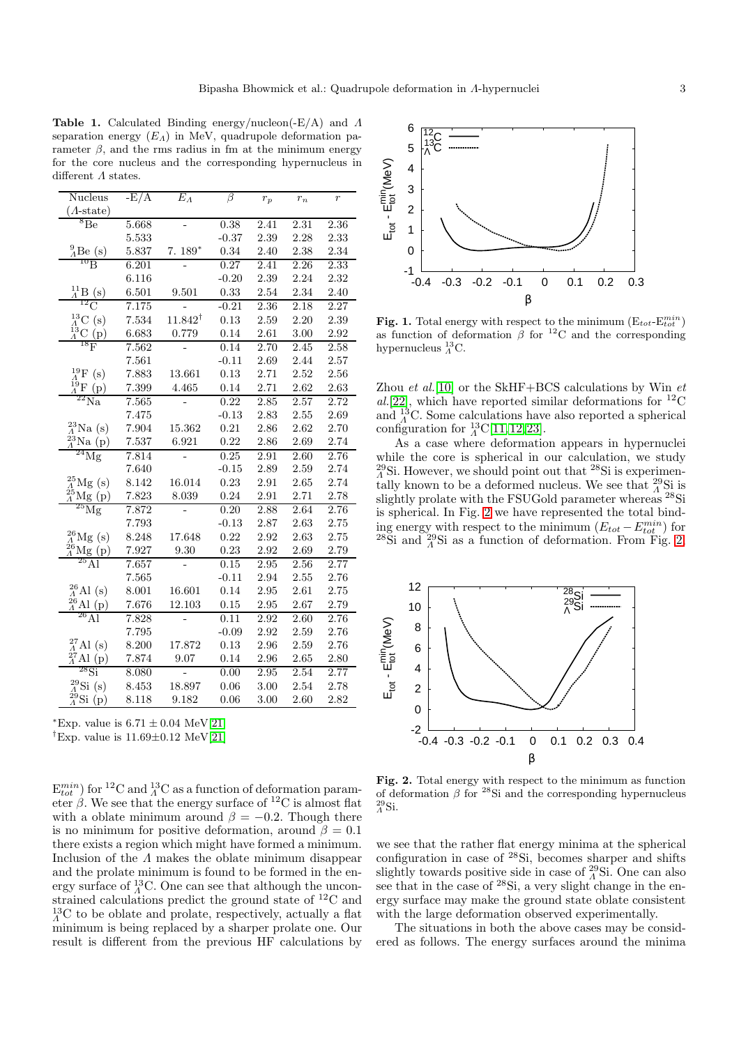**Table 1.** Calculated Binding energy/nucleon(-E/A) and $\Lambda$ separation energy ($E_\Lambda$) in MeV, quadrupole deformation parameter $\beta$, and the rms radius in fm at the minimum energy for the core nucleus and the corresponding hypernucleus in different $\Lambda$ states.

| Nucleus ($\Lambda$-state) | -E/A | $E_\Lambda$ | $\beta$ | $r_p$ | $r_n$ | $r$ |
|---|---|---|---|---|---|---|
| $^{8}$Be | 5.668 | - | 0.38 | 2.41 | 2.31 | 2.36 |
| | 5.533 | | -0.37 | 2.39 | 2.28 | 2.33 |
| $^{9}_{\Lambda}$Be (s) | 5.837 | 7. 189* | 0.34 | 2.40 | 2.38 | 2.34 |
| $^{10}$B | 6.201 | - | 0.27 | 2.41 | 2.26 | 2.33 |
| | 6.116 | | -0.20 | 2.39 | 2.24 | 2.32 |
| $^{11}_{\Lambda}$B (s) | 6.501 | 9.501 | 0.33 | 2.54 | 2.34 | 2.40 |
| $^{12}$C | 7.175 | - | -0.21 | 2.36 | 2.18 | 2.27 |
| $^{13}_{\Lambda}$C (s) | 7.534 | 11.842† | 0.13 | 2.59 | 2.20 | 2.39 |
| $^{13}_{\Lambda}$C (p) | 6.683 | 0.779 | 0.14 | 2.61 | 3.00 | 2.92 |
| $^{18}$F | 7.562 | - | 0.14 | 2.70 | 2.45 | 2.58 |
| | 7.561 | | -0.11 | 2.69 | 2.44 | 2.57 |
| $^{19}_{\Lambda}$F (s) | 7.883 | 13.661 | 0.13 | 2.71 | 2.52 | 2.56 |
| $^{19}_{\Lambda}$F (p) | 7.399 | 4.465 | 0.14 | 2.71 | 2.62 | 2.63 |
| $^{22}$Na | 7.565 | - | 0.22 | 2.85 | 2.57 | 2.72 |
| | 7.475 | | -0.13 | 2.83 | 2.55 | 2.69 |
| $^{23}_{\Lambda}$Na (s) | 7.904 | 15.362 | 0.21 | 2.86 | 2.62 | 2.70 |
| $^{23}_{\Lambda}$Na (p) | 7.537 | 6.921 | 0.22 | 2.86 | 2.69 | 2.74 |
| $^{24}$Mg | 7.814 | - | 0.25 | 2.91 | 2.60 | 2.76 |
| | 7.640 | | -0.15 | 2.89 | 2.59 | 2.74 |
| $^{25}_{\Lambda}$Mg (s) | 8.142 | 16.014 | 0.23 | 2.91 | 2.65 | 2.74 |
| $^{25}_{\Lambda}$Mg (p) | 7.823 | 8.039 | 0.24 | 2.91 | 2.71 | 2.78 |
| $^{25}$Mg | 7.872 | - | 0.20 | 2.88 | 2.64 | 2.76 |
| | 7.793 | | -0.13 | 2.87 | 2.63 | 2.75 |
| $^{26}_{\Lambda}$Mg (s) | 8.248 | 17.648 | 0.22 | 2.92 | 2.63 | 2.75 |
| $^{26}_{\Lambda}$Mg (p) | 7.927 | 9.30 | 0.23 | 2.92 | 2.69 | 2.79 |
| $^{25}$Al | 7.657 | - | 0.15 | 2.95 | 2.56 | 2.77 |
| | 7.565 | | -0.11 | 2.94 | 2.55 | 2.76 |
| $^{26}_{\Lambda}$Al (s) | 8.001 | 16.601 | 0.14 | 2.95 | 2.61 | 2.75 |
| $^{26}_{\Lambda}$Al (p) | 7.676 | 12.103 | 0.15 | 2.95 | 2.67 | 2.79 |
| $^{26}$Al | 7.828 | - | 0.11 | 2.92 | 2.60 | 2.76 |
| | 7.795 | | -0.09 | 2.92 | 2.59 | 2.76 |
| $^{27}_{\Lambda}$Al (s) | 8.200 | 17.872 | 0.13 | 2.96 | 2.59 | 2.76 |
| $^{27}_{\Lambda}$Al (p) | 7.874 | 9.07 | 0.14 | 2.96 | 2.65 | 2.80 |
| $^{28}$Si | 8.080 | - | 0.00 | 2.95 | 2.54 | 2.77 |
| $^{29}_{\Lambda}$Si (s) | 8.453 | 18.897 | 0.06 | 3.00 | 2.54 | 2.78 |
| $^{29}_{\Lambda}$Si (p) | 8.118 | 9.182 | 0.06 | 3.00 | 2.60 | 2.82 |

*Exp. value is $6.71 \pm 0.04$ MeV[21]

†Exp. value is $11.69 \pm 0.12$ MeV[21]

$E_{tot}^{min}$) for $^{12}$C and $^{13}_{\Lambda}$C as a function of deformation parameter $\beta$. We see that the energy surface of $^{12}$C is almost flat with a oblate minimum around $\beta = -0.2$. Though there is no minimum for positive deformation, around $\beta = 0.1$ there exists a region which might have formed a minimum. Inclusion of the $\Lambda$ makes the oblate minimum disappear and the prolate minimum is found to be formed in the energy surface of $^{13}_{\Lambda}$C. One can see that although the unconstrained calculations predict the ground state of $^{12}$C and $^{13}_{\Lambda}$C to be oblate and prolate, respectively, actually a flat minimum is being replaced by a sharper prolate one. Our result is different from the previous HF calculations by

Fig. 1. Total energy with respect to the minimum ($E_{tot}$-$E_{tot}^{min}$) as function of deformation $\beta$ for $^{12}$C and the corresponding hypernucleus $^{13}_{\Lambda}$C.

Zhou *et al.*[10] or the SkHF+BCS calculations by Win *et al.*[22], which have reported similar deformations for $^{12}$C and $^{13}_{\Lambda}$C. Some calculations have also reported a spherical configuration for $^{13}_{\Lambda}$C[11,12,23].

As a case where deformation appears in hypernuclei while the core is spherical in our calculation, we study $^{29}_{\Lambda}$Si. However, we should point out that $^{28}$Si is experimentally known to be a deformed nucleus. We see that $^{29}_{\Lambda}$Si is slightly prolate with the FSUGold parameter whereas $^{28}$Si is spherical. In Fig. 2 we have represented the total binding energy with respect to the minimum ($E_{tot} - E_{tot}^{min}$) for $^{28}$Si and $^{29}_{\Lambda}$Si as a function of deformation. From Fig. 2

Fig. 2. Total energy with respect to the minimum as function of deformation $\beta$ for $^{28}$Si and the corresponding hypernucleus $^{29}_{\Lambda}$Si.

we see that the rather flat energy minima at the spherical configuration in case of $^{28}$Si, becomes sharper and shifts slightly towards positive side in case of $^{29}_{\Lambda}$Si. One can also see that in the case of $^{28}$Si, a very slight change in the energy surface may make the ground state oblate consistent with the large deformation observed experimentally.

The situations in both the above cases may be considered as follows. The energy surfaces around the minima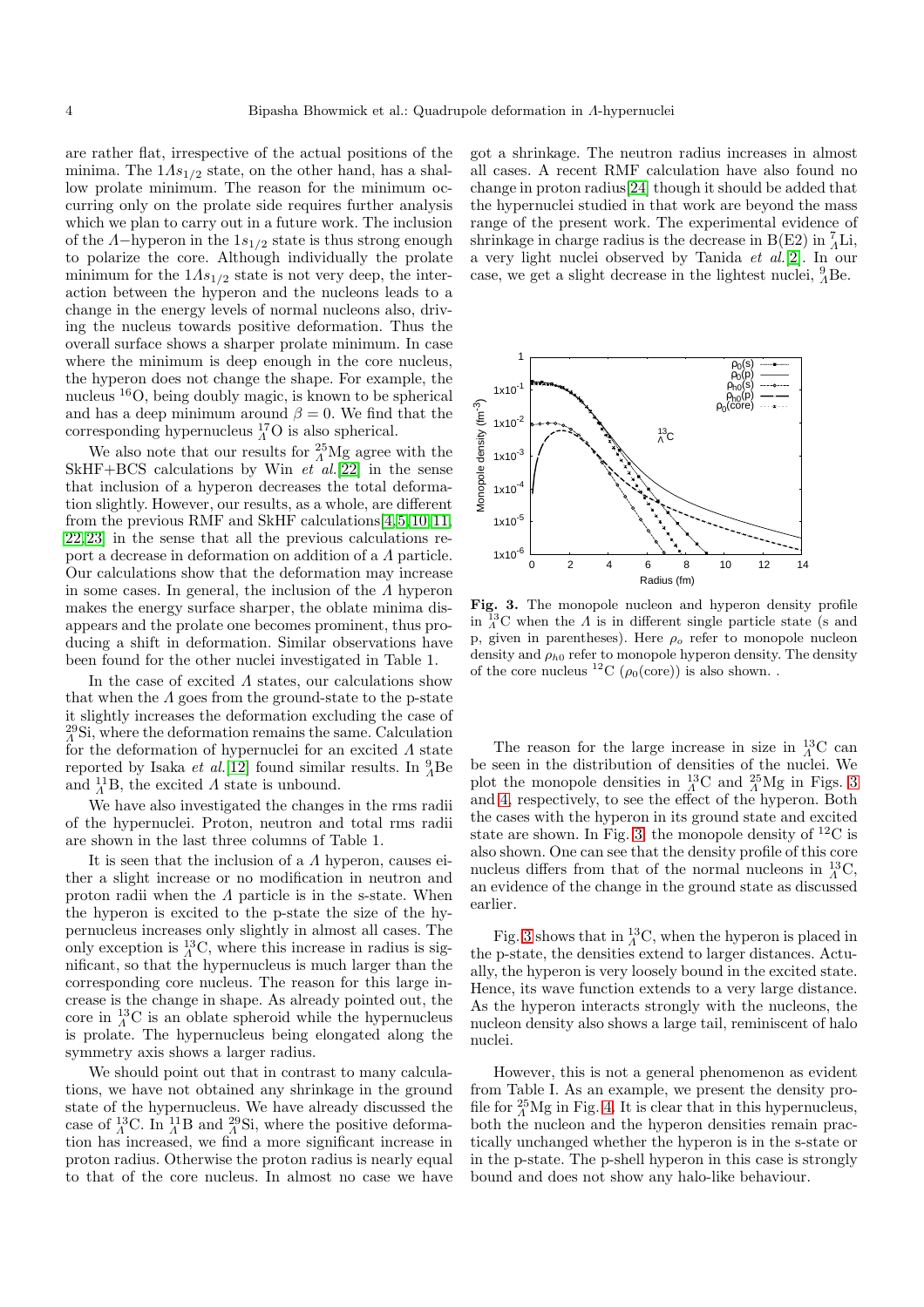are rather flat, irrespective of the actual positions of the minima. The $1\Lambda s_{1/2}$ state, on the other hand, has a shallow prolate minimum. The reason for the minimum occurring only on the prolate side requires further analysis which we plan to carry out in a future work. The inclusion of the $\Lambda-$hyperon in the $1s_{1/2}$ state is thus strong enough to polarize the core. Although individually the prolate minimum for the $1\Lambda s_{1/2}$ state is not very deep, the interaction between the hyperon and the nucleons leads to a change in the energy levels of normal nucleons also, driving the nucleus towards positive deformation. Thus the overall surface shows a sharper prolate minimum. In case where the minimum is deep enough in the core nucleus, the hyperon does not change the shape. For example, the nucleus $^{16}$O, being doubly magic, is known to be spherical and has a deep minimum around $\beta = 0$. We find that the corresponding hypernucleus $^{17}_{\Lambda}$O is also spherical.

We also note that our results for $^{25}_{\Lambda}$Mg agree with the SkHF+BCS calculations by Win *et al.*[22] in the sense that inclusion of a hyperon decreases the total deformation slightly. However, our results, as a whole, are different from the previous RMF and SkHF calculations[4,5,10,11,22,23] in the sense that all the previous calculations report a decrease in deformation on addition of a $\Lambda$ particle. Our calculations show that the deformation may increase in some cases. In general, the inclusion of the $\Lambda$ hyperon makes the energy surface sharper, the oblate minima disappears and the prolate one becomes prominent, thus producing a shift in deformation. Similar observations have been found for the other nuclei investigated in Table 1.

In the case of excited $\Lambda$ states, our calculations show that when the $\Lambda$ goes from the ground-state to the p-state it slightly increases the deformation excluding the case of $^{29}_{\Lambda}$Si, where the deformation remains the same. Calculation for the deformation of hypernuclei for an excited $\Lambda$ state reported by Isaka *et al.*[12] found similar results. In $^{9}_{\Lambda}$Be and $^{11}_{\Lambda}$B, the excited $\Lambda$ state is unbound.

We have also investigated the changes in the rms radii of the hypernuclei. Proton, neutron and total rms radii are shown in the last three columns of Table 1.

It is seen that the inclusion of a $\Lambda$ hyperon, causes either a slight increase or no modification in neutron and proton radii when the $\Lambda$ particle is in the s-state. When the hyperon is excited to the p-state the size of the hypernucleus increases only slightly in almost all cases. The only exception is $^{13}_{\Lambda}$C, where this increase in radius is significant, so that the hypernucleus is much larger than the corresponding core nucleus. The reason for this large increase is the change in shape. As already pointed out, the core in $^{13}_{\Lambda}$C is an oblate spheroid while the hypernucleus is prolate. The hypernucleus being elongated along the symmetry axis shows a larger radius.

We should point out that in contrast to many calculations, we have not obtained any shrinkage in the ground state of the hypernucleus. We have already discussed the case of $^{13}_{\Lambda}$C. In $^{11}_{\Lambda}$B and $^{29}_{\Lambda}$Si, where the positive deformation has increased, we find a more significant increase in proton radius. Otherwise the proton radius is nearly equal to that of the core nucleus. In almost no case we have got a shrinkage. The neutron radius increases in almost all cases. A recent RMF calculation have also found no change in proton radius[24] though it should be added that the hypernuclei studied in that work are beyond the mass range of the present work. The experimental evidence of shrinkage in charge radius is the decrease in B(E2) in $^{7}_{\Lambda}$Li, a very light nuclei observed by Tanida *et al.*[2]. In our case, we get a slight decrease in the lightest nuclei, $^{9}_{\Lambda}$Be.

**Fig. 3.** The monopole nucleon and hyperon density profile in $^{13}_{\Lambda}$C when the $\Lambda$ is in different single particle state (s and p, given in parentheses). Here $\rho_o$ refer to monopole nucleon density and $\rho_{h0}$ refer to monopole hyperon density. The density of the core nucleus $^{12}$C ($\rho_0$(core)) is also shown. .

The reason for the large increase in size in $^{13}_{\Lambda}$C can be seen in the distribution of densities of the nuclei. We plot the monopole densities in $^{13}_{\Lambda}$C and $^{25}_{\Lambda}$Mg in Figs. 3 and 4, respectively, to see the effect of the hyperon. Both the cases with the hyperon in its ground state and excited state are shown. In Fig. 3, the monopole density of $^{12}$C is also shown. One can see that the density profile of this core nucleus differs from that of the normal nucleons in $^{13}_{\Lambda}$C, an evidence of the change in the ground state as discussed earlier.

Fig. 3 shows that in $^{13}_{\Lambda}$C, when the hyperon is placed in the p-state, the densities extend to larger distances. Actually, the hyperon is very loosely bound in the excited state. Hence, its wave function extends to a very large distance. As the hyperon interacts strongly with the nucleons, the nucleon density also shows a large tail, reminiscent of halo nuclei.

However, this is not a general phenomenon as evident from Table I. As an example, we present the density profile for $^{25}_{\Lambda}$Mg in Fig. 4. It is clear that in this hypernucleus, both the nucleon and the hyperon densities remain practically unchanged whether the hyperon is in the s-state or in the p-state. The p-shell hyperon in this case is strongly bound and does not show any halo-like behaviour.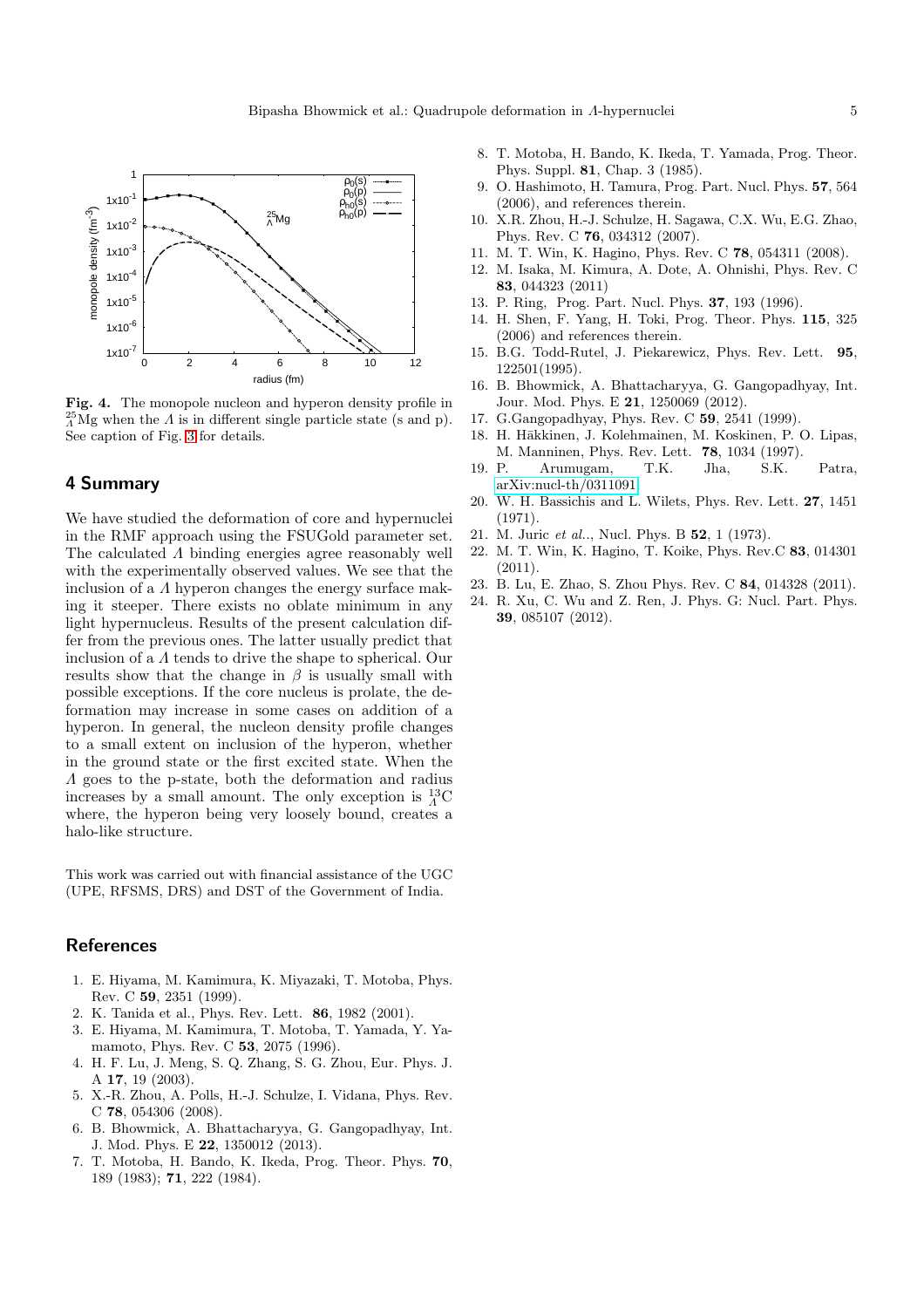1

$1\mathrm{x}10^{-1}$

$1\mathrm{x}10^{-2}$

$1\mathrm{x}10^{-3}$

$1\mathrm{x}10^{-4}$

$1\mathrm{x}10^{-5}$

$1\mathrm{x}10^{-6}$

$1\mathrm{x}10^{-7}$

0 2 4 6 8 10 12

radius (fm)

monopole density ($\mathrm{fm}^{-3}$)

$^{25}_{\Lambda}$Mg

$\rho_0(s)$

$\rho_0(p)$

$\rho_{h0}(s)$

$\rho_{h0}(p)$

**Fig. 4.** The monopole nucleon and hyperon density profile in $^{25}_{\Lambda}$Mg when the $\Lambda$ is in different single particle state (s and p). See caption of Fig. 3 for details.

## 4 Summary

We have studied the deformation of core and hypernuclei in the RMF approach using the FSUGold parameter set. The calculated $\Lambda$ binding energies agree reasonably well with the experimentally observed values. We see that the inclusion of a $\Lambda$ hyperon changes the energy surface making it steeper. There exists no oblate minimum in any light hypernucleus. Results of the present calculation differ from the previous ones. The latter usually predict that inclusion of a $\Lambda$ tends to drive the shape to spherical. Our results show that the change in $\beta$ is usually small with possible exceptions. If the core nucleus is prolate, the deformation may increase in some cases on addition of a hyperon. In general, the nucleon density profile changes to a small extent on inclusion of the hyperon, whether in the ground state or the first excited state. When the $\Lambda$ goes to the p-state, both the deformation and radius increases by a small amount. The only exception is $^{13}_{\Lambda}$C where, the hyperon being very loosely bound, creates a halo-like structure.

This work was carried out with financial assistance of the UGC (UPE, RFSMS, DRS) and DST of the Government of India.

## References

1. E. Hiyama, M. Kamimura, K. Miyazaki, T. Motoba, Phys. Rev. C **59**, 2351 (1999).
2. K. Tanida et al., Phys. Rev. Lett. **86**, 1982 (2001).
3. E. Hiyama, M. Kamimura, T. Motoba, T. Yamada, Y. Yamamoto, Phys. Rev. C **53**, 2075 (1996).
4. H. F. Lu, J. Meng, S. Q. Zhang, S. G. Zhou, Eur. Phys. J. A **17**, 19 (2003).
5. X.-R. Zhou, A. Polls, H.-J. Schulze, I. Vidana, Phys. Rev. C **78**, 054306 (2008).
6. B. Bhowmick, A. Bhattacharyya, G. Gangopadhyay, Int. J. Mod. Phys. E **22**, 1350012 (2013).
7. T. Motoba, H. Bando, K. Ikeda, Prog. Theor. Phys. **70**, 189 (1983); **71**, 222 (1984).
8. T. Motoba, H. Bando, K. Ikeda, T. Yamada, Prog. Theor. Phys. Suppl. **81**, Chap. 3 (1985).
9. O. Hashimoto, H. Tamura, Prog. Part. Nucl. Phys. **57**, 564 (2006), and references therein.
10. X.R. Zhou, H.-J. Schulze, H. Sagawa, C.X. Wu, E.G. Zhao, Phys. Rev. C **76**, 034312 (2007).
11. M. T. Win, K. Hagino, Phys. Rev. C **78**, 054311 (2008).
12. M. Isaka, M. Kimura, A. Dote, A. Ohnishi, Phys. Rev. C **83**, 044323 (2011)
13. P. Ring, Prog. Part. Nucl. Phys. **37**, 193 (1996).
14. H. Shen, F. Yang, H. Toki, Prog. Theor. Phys. **115**, 325 (2006) and references therein.
15. B.G. Todd-Rutel, J. Piekarewicz, Phys. Rev. Lett. **95**, 122501(1995).
16. B. Bhowmick, A. Bhattacharyya, G. Gangopadhyay, Int. Jour. Mod. Phys. E **21**, 1250069 (2012).
17. G.Gangopadhyay, Phys. Rev. C **59**, 2541 (1999).
18. H. Häkkinen, J. Kolehmainen, M. Koskinen, P. O. Lipas, M. Manninen, Phys. Rev. Lett. **78**, 1034 (1997).
19. P. Arumugam, T.K. Jha, S.K. Patra, arXiv:nucl-th/0311091
20. W. H. Bassichis and L. Wilets, Phys. Rev. Lett. **27**, 1451 (1971).
21. M. Juric *et al.*., Nucl. Phys. B **52**, 1 (1973).
22. M. T. Win, K. Hagino, T. Koike, Phys. Rev.C **83**, 014301 (2011).
23. B. Lu, E. Zhao, S. Zhou Phys. Rev. C **84**, 014328 (2011).
24. R. Xu, C. Wu and Z. Ren, J. Phys. G: Nucl. Part. Phys. **39**, 085107 (2012).